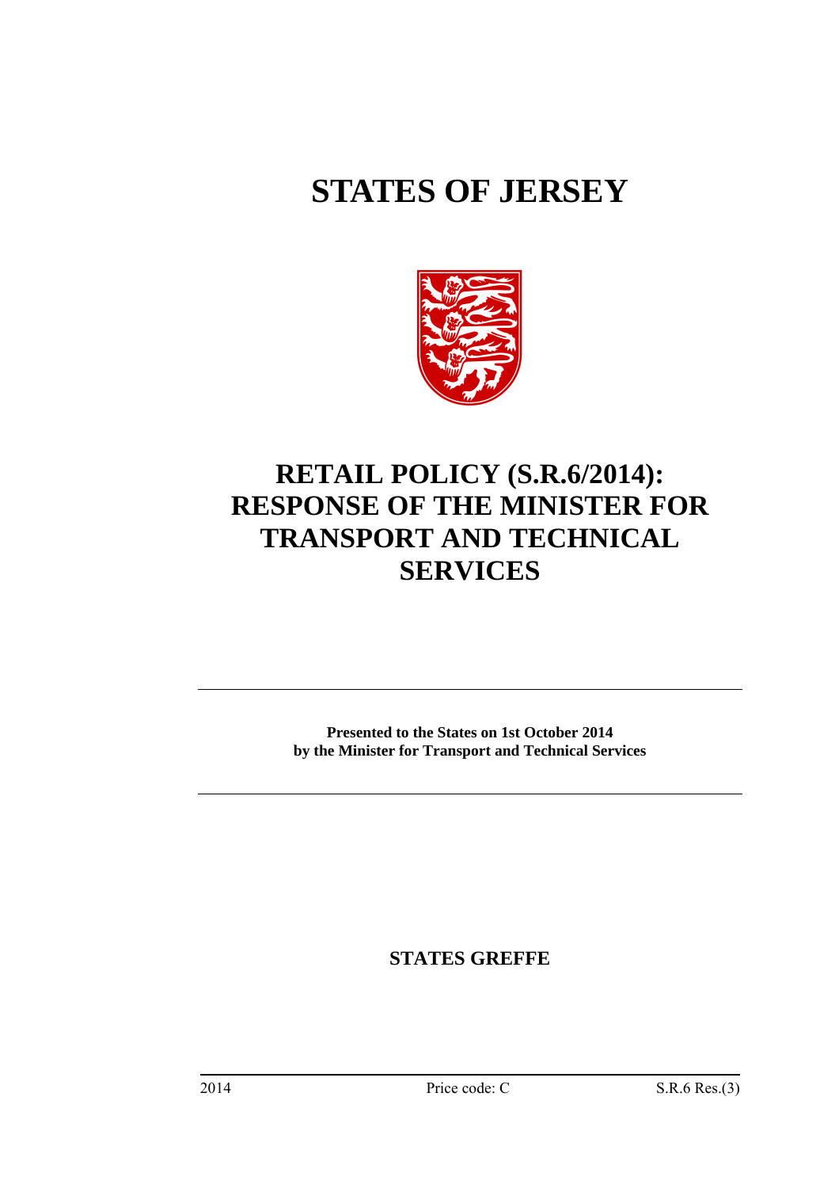# STATES OF JERSEY

# RETAIL POLICY (S.R.6/2014): RESPONSE OF THE MINISTER FOR TRANSPORT AND TECHNICAL SERVICES

**Presented to the States on 1st October 2014**
**by the Minister for Transport and Technical Services**

**STATES GREFFE**

2014 Price code: C S.R.6 Res.(3)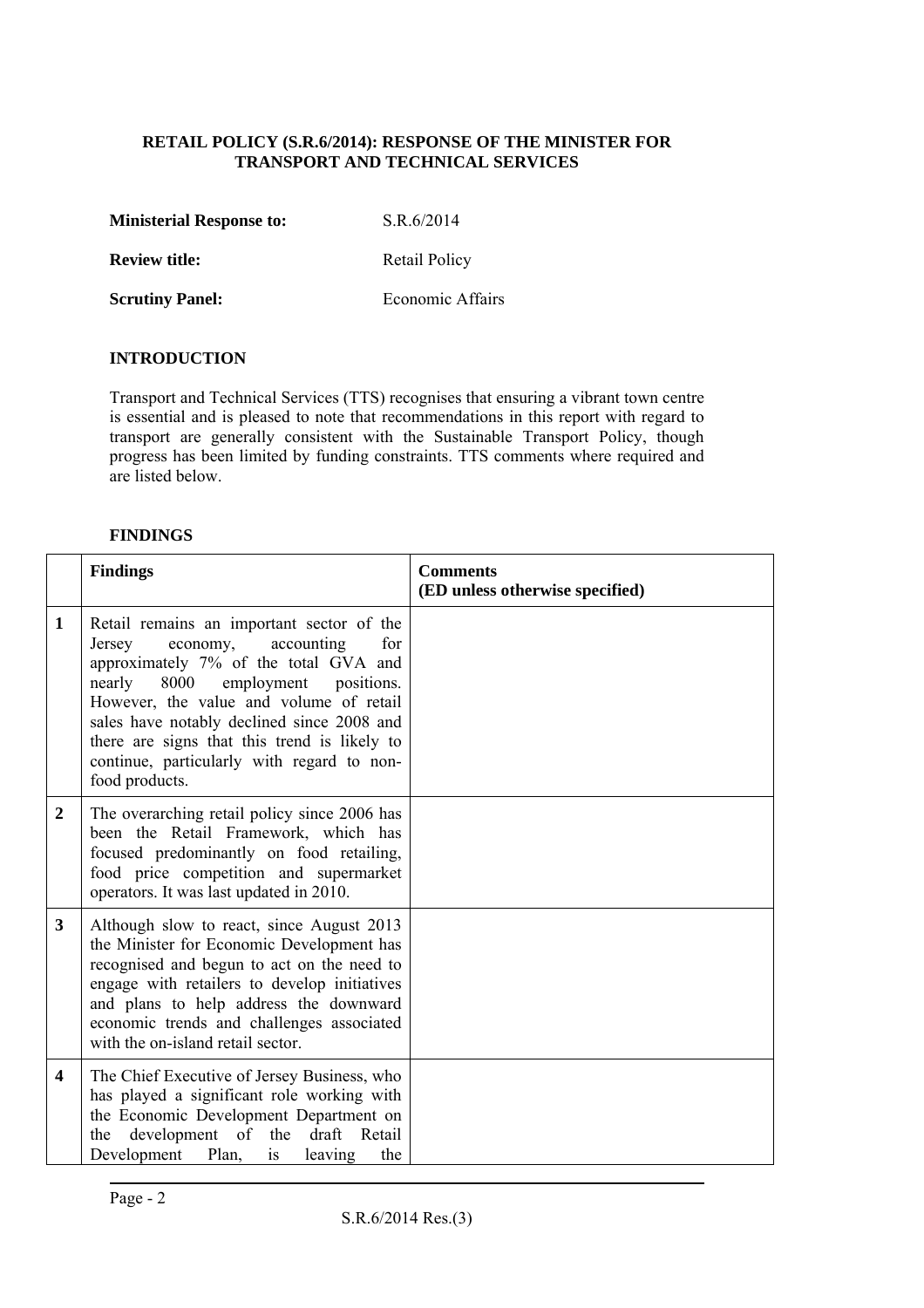**RETAIL POLICY (S.R.6/2014): RESPONSE OF THE MINISTER FOR TRANSPORT AND TECHNICAL SERVICES**

| | |
|---|---|
| **Ministerial Response to:** | S.R.6/2014 |
| **Review title:** | Retail Policy |
| **Scrutiny Panel:** | Economic Affairs |

**INTRODUCTION**

Transport and Technical Services (TTS) recognises that ensuring a vibrant town centre is essential and is pleased to note that recommendations in this report with regard to transport are generally consistent with the Sustainable Transport Policy, though progress has been limited by funding constraints. TTS comments where required and are listed below.

**FINDINGS**

| | **Findings** | **Comments (ED unless otherwise specified)** |
|---|---|---|
| **1** | Retail remains an important sector of the Jersey economy, accounting for approximately 7% of the total GVA and nearly 8000 employment positions. However, the value and volume of retail sales have notably declined since 2008 and there are signs that this trend is likely to continue, particularly with regard to non-food products. | |
| **2** | The overarching retail policy since 2006 has been the Retail Framework, which has focused predominantly on food retailing, food price competition and supermarket operators. It was last updated in 2010. | |
| **3** | Although slow to react, since August 2013 the Minister for Economic Development has recognised and begun to act on the need to engage with retailers to develop initiatives and plans to help address the downward economic trends and challenges associated with the on-island retail sector. | |
| **4** | The Chief Executive of Jersey Business, who has played a significant role working with the Economic Development Department on the development of the draft Retail Development Plan, is leaving the | |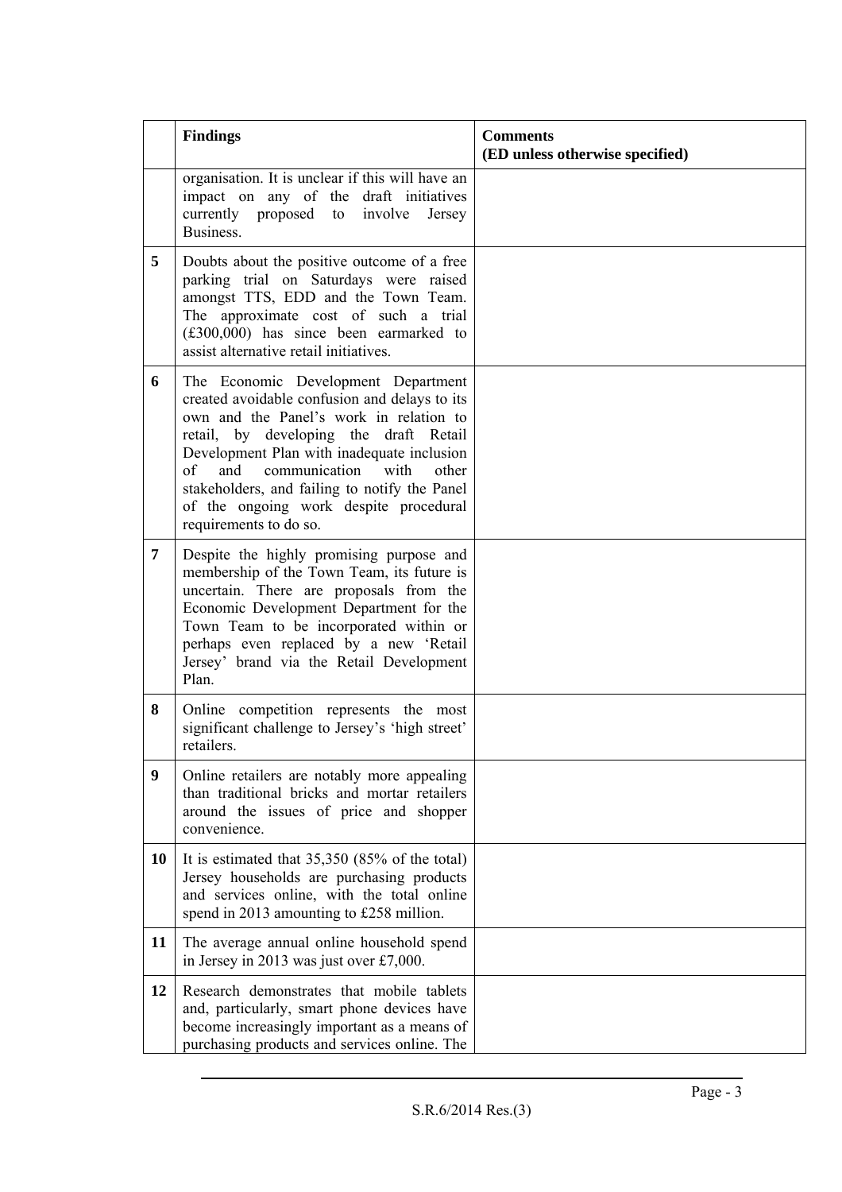| | Findings | Comments (ED unless otherwise specified) |
|---|---|---|
| | organisation. It is unclear if this will have an impact on any of the draft initiatives currently proposed to involve Jersey Business. | |
| **5** | Doubts about the positive outcome of a free parking trial on Saturdays were raised amongst TTS, EDD and the Town Team. The approximate cost of such a trial (£300,000) has since been earmarked to assist alternative retail initiatives. | |
| **6** | The Economic Development Department created avoidable confusion and delays to its own and the Panel's work in relation to retail, by developing the draft Retail Development Plan with inadequate inclusion of and communication with other stakeholders, and failing to notify the Panel of the ongoing work despite procedural requirements to do so. | |
| **7** | Despite the highly promising purpose and membership of the Town Team, its future is uncertain. There are proposals from the Economic Development Department for the Town Team to be incorporated within or perhaps even replaced by a new 'Retail Jersey' brand via the Retail Development Plan. | |
| **8** | Online competition represents the most significant challenge to Jersey's 'high street' retailers. | |
| **9** | Online retailers are notably more appealing than traditional bricks and mortar retailers around the issues of price and shopper convenience. | |
| **10** | It is estimated that 35,350 (85% of the total) Jersey households are purchasing products and services online, with the total online spend in 2013 amounting to £258 million. | |
| **11** | The average annual online household spend in Jersey in 2013 was just over £7,000. | |
| **12** | Research demonstrates that mobile tablets and, particularly, smart phone devices have become increasingly important as a means of purchasing products and services online. The | |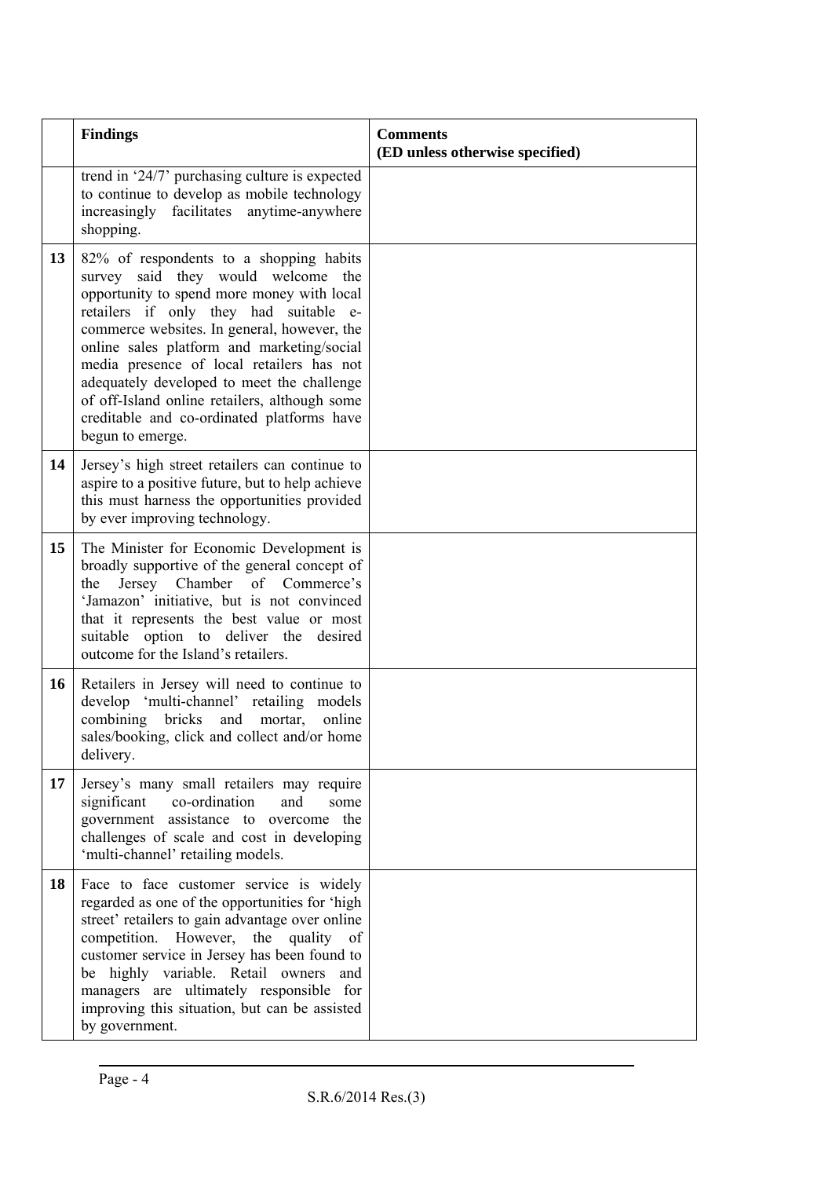| | Findings | Comments (ED unless otherwise specified) |
|---|---|---|
| | trend in '24/7' purchasing culture is expected to continue to develop as mobile technology increasingly facilitates anytime-anywhere shopping. | |
| **13** | 82% of respondents to a shopping habits survey said they would welcome the opportunity to spend more money with local retailers if only they had suitable e-commerce websites. In general, however, the online sales platform and marketing/social media presence of local retailers has not adequately developed to meet the challenge of off-Island online retailers, although some creditable and co-ordinated platforms have begun to emerge. | |
| **14** | Jersey's high street retailers can continue to aspire to a positive future, but to help achieve this must harness the opportunities provided by ever improving technology. | |
| **15** | The Minister for Economic Development is broadly supportive of the general concept of the Jersey Chamber of Commerce's 'Jamazon' initiative, but is not convinced that it represents the best value or most suitable option to deliver the desired outcome for the Island's retailers. | |
| **16** | Retailers in Jersey will need to continue to develop 'multi-channel' retailing models combining bricks and mortar, online sales/booking, click and collect and/or home delivery. | |
| **17** | Jersey's many small retailers may require significant co-ordination and some government assistance to overcome the challenges of scale and cost in developing 'multi-channel' retailing models. | |
| **18** | Face to face customer service is widely regarded as one of the opportunities for 'high street' retailers to gain advantage over online competition. However, the quality of customer service in Jersey has been found to be highly variable. Retail owners and managers are ultimately responsible for improving this situation, but can be assisted by government. | |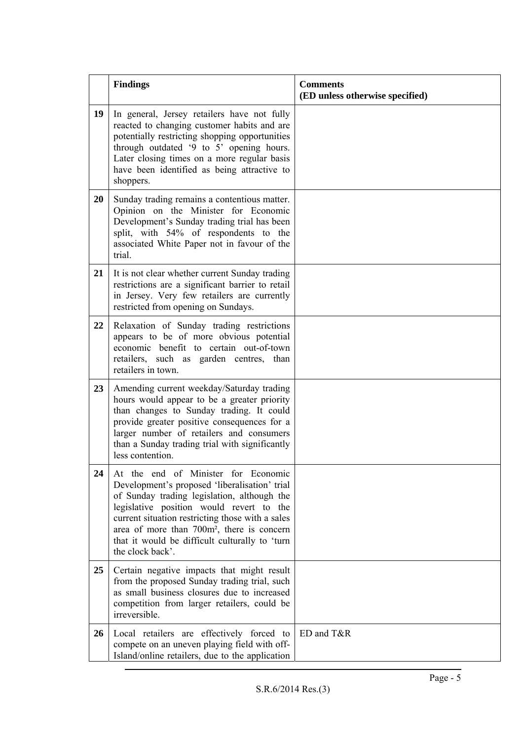| | **Findings** | **Comments (ED unless otherwise specified)** |
|---|---|---|
| **19** | In general, Jersey retailers have not fully reacted to changing customer habits and are potentially restricting shopping opportunities through outdated '9 to 5' opening hours. Later closing times on a more regular basis have been identified as being attractive to shoppers. | |
| **20** | Sunday trading remains a contentious matter. Opinion on the Minister for Economic Development's Sunday trading trial has been split, with 54% of respondents to the associated White Paper not in favour of the trial. | |
| **21** | It is not clear whether current Sunday trading restrictions are a significant barrier to retail in Jersey. Very few retailers are currently restricted from opening on Sundays. | |
| **22** | Relaxation of Sunday trading restrictions appears to be of more obvious potential economic benefit to certain out-of-town retailers, such as garden centres, than retailers in town. | |
| **23** | Amending current weekday/Saturday trading hours would appear to be a greater priority than changes to Sunday trading. It could provide greater positive consequences for a larger number of retailers and consumers than a Sunday trading trial with significantly less contention. | |
| **24** | At the end of Minister for Economic Development's proposed 'liberalisation' trial of Sunday trading legislation, although the legislative position would revert to the current situation restricting those with a sales area of more than 700m², there is concern that it would be difficult culturally to 'turn the clock back'. | |
| **25** | Certain negative impacts that might result from the proposed Sunday trading trial, such as small business closures due to increased competition from larger retailers, could be irreversible. | |
| **26** | Local retailers are effectively forced to compete on an uneven playing field with off-Island/online retailers, due to the application | ED and T&R |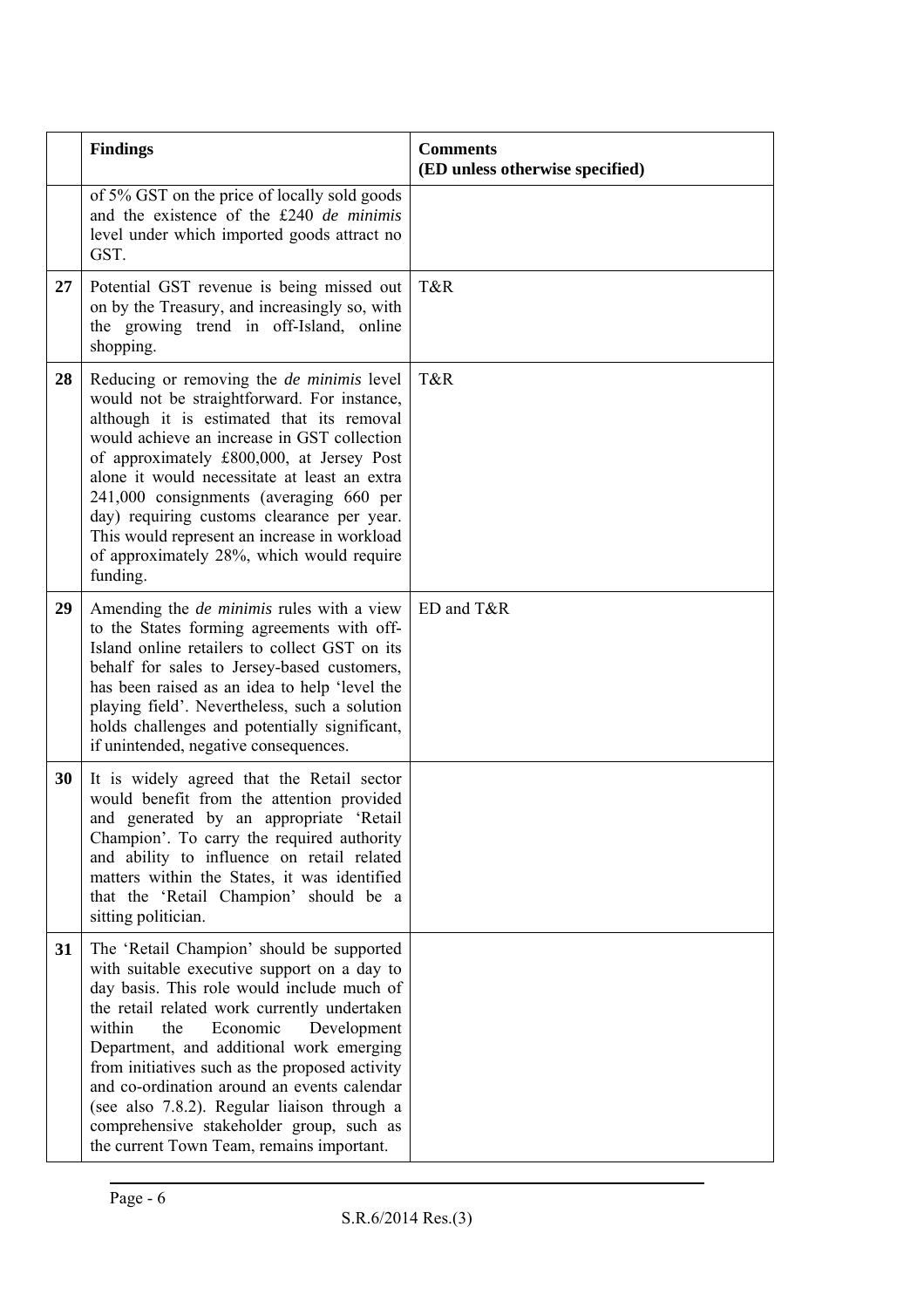| | Findings | Comments (ED unless otherwise specified) |
|---|---|---|
| | of 5% GST on the price of locally sold goods and the existence of the £240 *de minimis* level under which imported goods attract no GST. | |
| **27** | Potential GST revenue is being missed out on by the Treasury, and increasingly so, with the growing trend in off-Island, online shopping. | T&R |
| **28** | Reducing or removing the *de minimis* level would not be straightforward. For instance, although it is estimated that its removal would achieve an increase in GST collection of approximately £800,000, at Jersey Post alone it would necessitate at least an extra 241,000 consignments (averaging 660 per day) requiring customs clearance per year. This would represent an increase in workload of approximately 28%, which would require funding. | T&R |
| **29** | Amending the *de minimis* rules with a view to the States forming agreements with off-Island online retailers to collect GST on its behalf for sales to Jersey-based customers, has been raised as an idea to help 'level the playing field'. Nevertheless, such a solution holds challenges and potentially significant, if unintended, negative consequences. | ED and T&R |
| **30** | It is widely agreed that the Retail sector would benefit from the attention provided and generated by an appropriate 'Retail Champion'. To carry the required authority and ability to influence on retail related matters within the States, it was identified that the 'Retail Champion' should be a sitting politician. | |
| **31** | The 'Retail Champion' should be supported with suitable executive support on a day to day basis. This role would include much of the retail related work currently undertaken within the Economic Development Department, and additional work emerging from initiatives such as the proposed activity and co-ordination around an events calendar (see also 7.8.2). Regular liaison through a comprehensive stakeholder group, such as the current Town Team, remains important. | |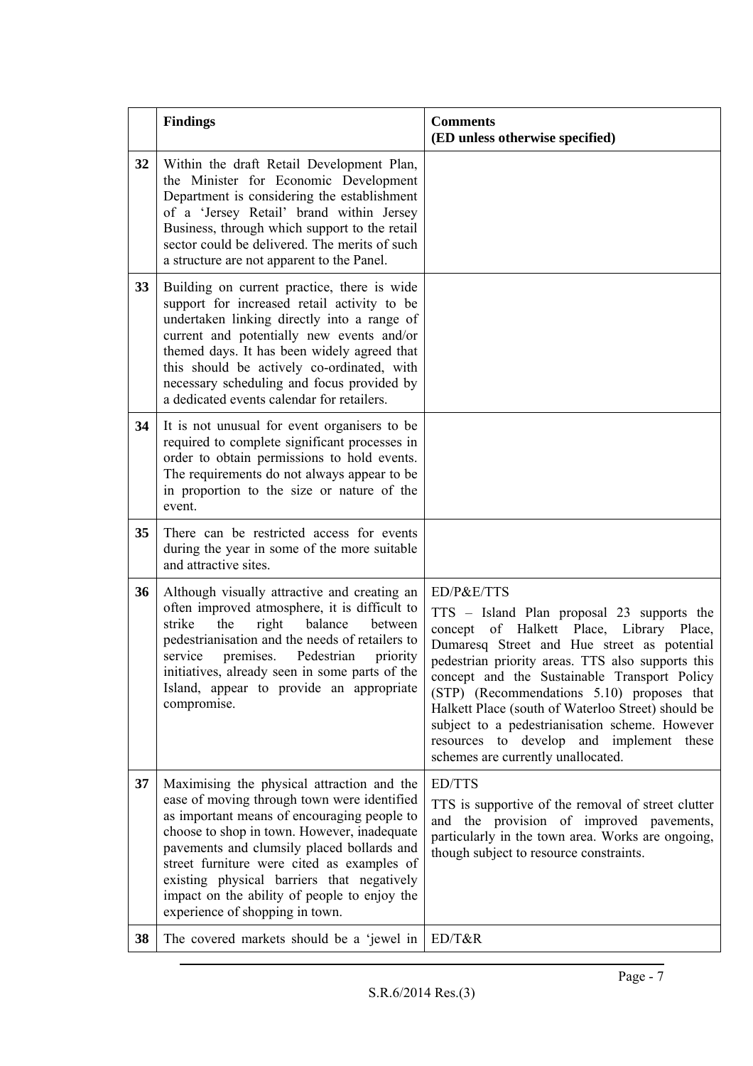| | **Findings** | **Comments (ED unless otherwise specified)** |
|---|---|---|
| **32** | Within the draft Retail Development Plan, the Minister for Economic Development Department is considering the establishment of a 'Jersey Retail' brand within Jersey Business, through which support to the retail sector could be delivered. The merits of such a structure are not apparent to the Panel. | |
| **33** | Building on current practice, there is wide support for increased retail activity to be undertaken linking directly into a range of current and potentially new events and/or themed days. It has been widely agreed that this should be actively co-ordinated, with necessary scheduling and focus provided by a dedicated events calendar for retailers. | |
| **34** | It is not unusual for event organisers to be required to complete significant processes in order to obtain permissions to hold events. The requirements do not always appear to be in proportion to the size or nature of the event. | |
| **35** | There can be restricted access for events during the year in some of the more suitable and attractive sites. | |
| **36** | Although visually attractive and creating an often improved atmosphere, it is difficult to strike the right balance between pedestrianisation and the needs of retailers to service premises. Pedestrian priority initiatives, already seen in some parts of the Island, appear to provide an appropriate compromise. | ED/P&E/TTS<br>TTS – Island Plan proposal 23 supports the concept of Halkett Place, Library Place, Dumaresq Street and Hue street as potential pedestrian priority areas. TTS also supports this concept and the Sustainable Transport Policy (STP) (Recommendations 5.10) proposes that Halkett Place (south of Waterloo Street) should be subject to a pedestrianisation scheme. However resources to develop and implement these schemes are currently unallocated. |
| **37** | Maximising the physical attraction and the ease of moving through town were identified as important means of encouraging people to choose to shop in town. However, inadequate pavements and clumsily placed bollards and street furniture were cited as examples of existing physical barriers that negatively impact on the ability of people to enjoy the experience of shopping in town. | ED/TTS<br>TTS is supportive of the removal of street clutter and the provision of improved pavements, particularly in the town area. Works are ongoing, though subject to resource constraints. |
| **38** | The covered markets should be a 'jewel in | ED/T&R |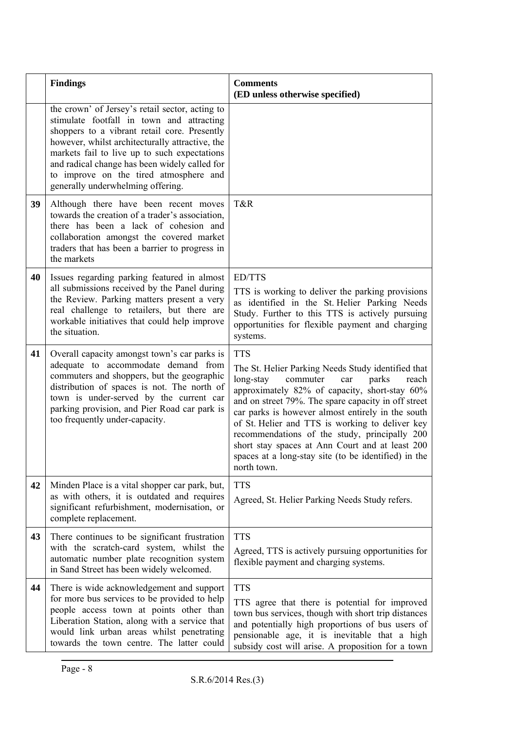| | Findings | Comments (ED unless otherwise specified) |
|---|---|---|
| | the crown' of Jersey's retail sector, acting to stimulate footfall in town and attracting shoppers to a vibrant retail core. Presently however, whilst architecturally attractive, the markets fail to live up to such expectations and radical change has been widely called for to improve on the tired atmosphere and generally underwhelming offering. | |
| 39 | Although there have been recent moves towards the creation of a trader's association, there has been a lack of cohesion and collaboration amongst the covered market traders that has been a barrier to progress in the markets | T&R |
| 40 | Issues regarding parking featured in almost all submissions received by the Panel during the Review. Parking matters present a very real challenge to retailers, but there are workable initiatives that could help improve the situation. | ED/TTS<br>TTS is working to deliver the parking provisions as identified in the St. Helier Parking Needs Study. Further to this TTS is actively pursuing opportunities for flexible payment and charging systems. |
| 41 | Overall capacity amongst town's car parks is adequate to accommodate demand from commuters and shoppers, but the geographic distribution of spaces is not. The north of town is under-served by the current car parking provision, and Pier Road car park is too frequently under-capacity. | TTS<br>The St. Helier Parking Needs Study identified that long-stay commuter car parks reach approximately 82% of capacity, short-stay 60% and on street 79%. The spare capacity in off street car parks is however almost entirely in the south of St. Helier and TTS is working to deliver key recommendations of the study, principally 200 short stay spaces at Ann Court and at least 200 spaces at a long-stay site (to be identified) in the north town. |
| 42 | Minden Place is a vital shopper car park, but, as with others, it is outdated and requires significant refurbishment, modernisation, or complete replacement. | TTS<br>Agreed, St. Helier Parking Needs Study refers. |
| 43 | There continues to be significant frustration with the scratch-card system, whilst the automatic number plate recognition system in Sand Street has been widely welcomed. | TTS<br>Agreed, TTS is actively pursuing opportunities for flexible payment and charging systems. |
| 44 | There is wide acknowledgement and support for more bus services to be provided to help people access town at points other than Liberation Station, along with a service that would link urban areas whilst penetrating towards the town centre. The latter could | TTS<br>TTS agree that there is potential for improved town bus services, though with short trip distances and potentially high proportions of bus users of pensionable age, it is inevitable that a high subsidy cost will arise. A proposition for a town |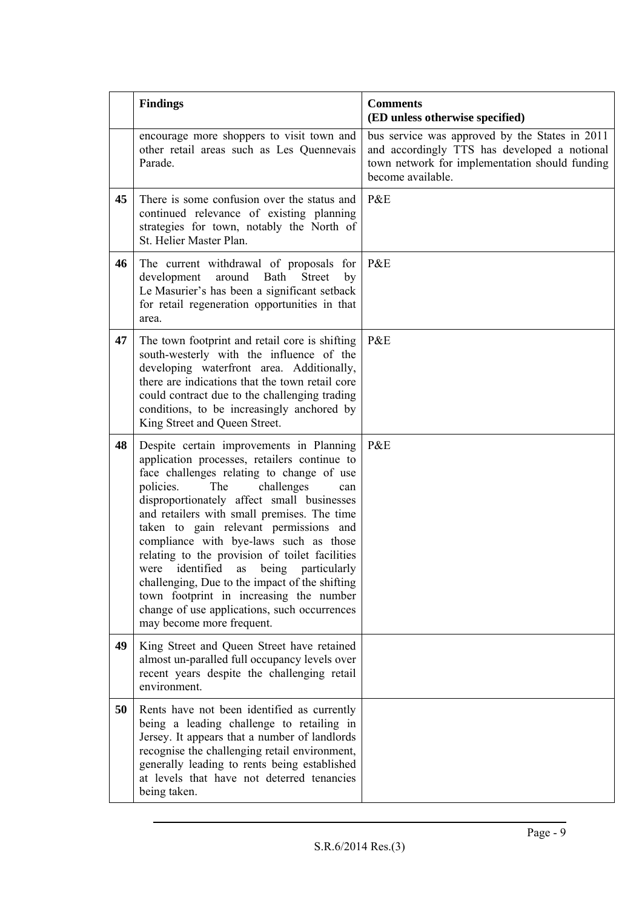| | Findings | Comments (ED unless otherwise specified) |
|---|---|---|
| | encourage more shoppers to visit town and other retail areas such as Les Quennevais Parade. | bus service was approved by the States in 2011 and accordingly TTS has developed a notional town network for implementation should funding become available. |
| **45** | There is some confusion over the status and continued relevance of existing planning strategies for town, notably the North of St. Helier Master Plan. | P&E |
| **46** | The current withdrawal of proposals for development around Bath Street by Le Masurier's has been a significant setback for retail regeneration opportunities in that area. | P&E |
| **47** | The town footprint and retail core is shifting south-westerly with the influence of the developing waterfront area. Additionally, there are indications that the town retail core could contract due to the challenging trading conditions, to be increasingly anchored by King Street and Queen Street. | P&E |
| **48** | Despite certain improvements in Planning application processes, retailers continue to face challenges relating to change of use policies. The challenges can disproportionately affect small businesses and retailers with small premises. The time taken to gain relevant permissions and compliance with bye-laws such as those relating to the provision of toilet facilities were identified as being particularly challenging, Due to the impact of the shifting town footprint in increasing the number change of use applications, such occurrences may become more frequent. | P&E |
| **49** | King Street and Queen Street have retained almost un-paralled full occupancy levels over recent years despite the challenging retail environment. | |
| **50** | Rents have not been identified as currently being a leading challenge to retailing in Jersey. It appears that a number of landlords recognise the challenging retail environment, generally leading to rents being established at levels that have not deterred tenancies being taken. | |

S.R.6/2014 Res.(3)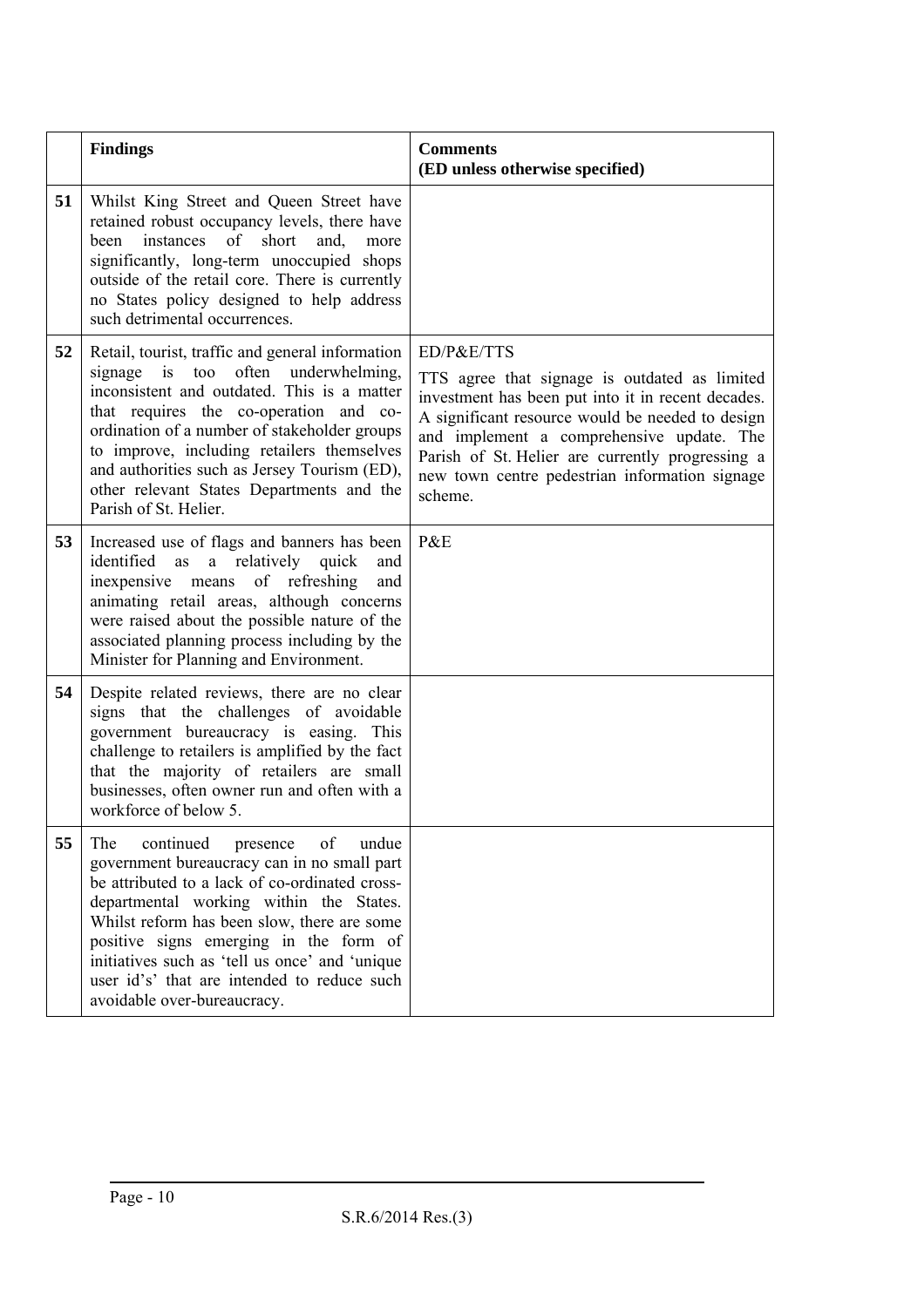| | Findings | Comments (ED unless otherwise specified) |
|---|---|---|
| 51 | Whilst King Street and Queen Street have retained robust occupancy levels, there have been instances of short and, more significantly, long-term unoccupied shops outside of the retail core. There is currently no States policy designed to help address such detrimental occurrences. | |
| 52 | Retail, tourist, traffic and general information signage is too often underwhelming, inconsistent and outdated. This is a matter that requires the co-operation and co-ordination of a number of stakeholder groups to improve, including retailers themselves and authorities such as Jersey Tourism (ED), other relevant States Departments and the Parish of St. Helier. | ED/P&E/TTS<br>TTS agree that signage is outdated as limited investment has been put into it in recent decades. A significant resource would be needed to design and implement a comprehensive update. The Parish of St. Helier are currently progressing a new town centre pedestrian information signage scheme. |
| 53 | Increased use of flags and banners has been identified as a relatively quick and inexpensive means of refreshing and animating retail areas, although concerns were raised about the possible nature of the associated planning process including by the Minister for Planning and Environment. | P&E |
| 54 | Despite related reviews, there are no clear signs that the challenges of avoidable government bureaucracy is easing. This challenge to retailers is amplified by the fact that the majority of retailers are small businesses, often owner run and often with a workforce of below 5. | |
| 55 | The continued presence of undue government bureaucracy can in no small part be attributed to a lack of co-ordinated cross-departmental working within the States. Whilst reform has been slow, there are some positive signs emerging in the form of initiatives such as 'tell us once' and 'unique user id's' that are intended to reduce such avoidable over-bureaucracy. | |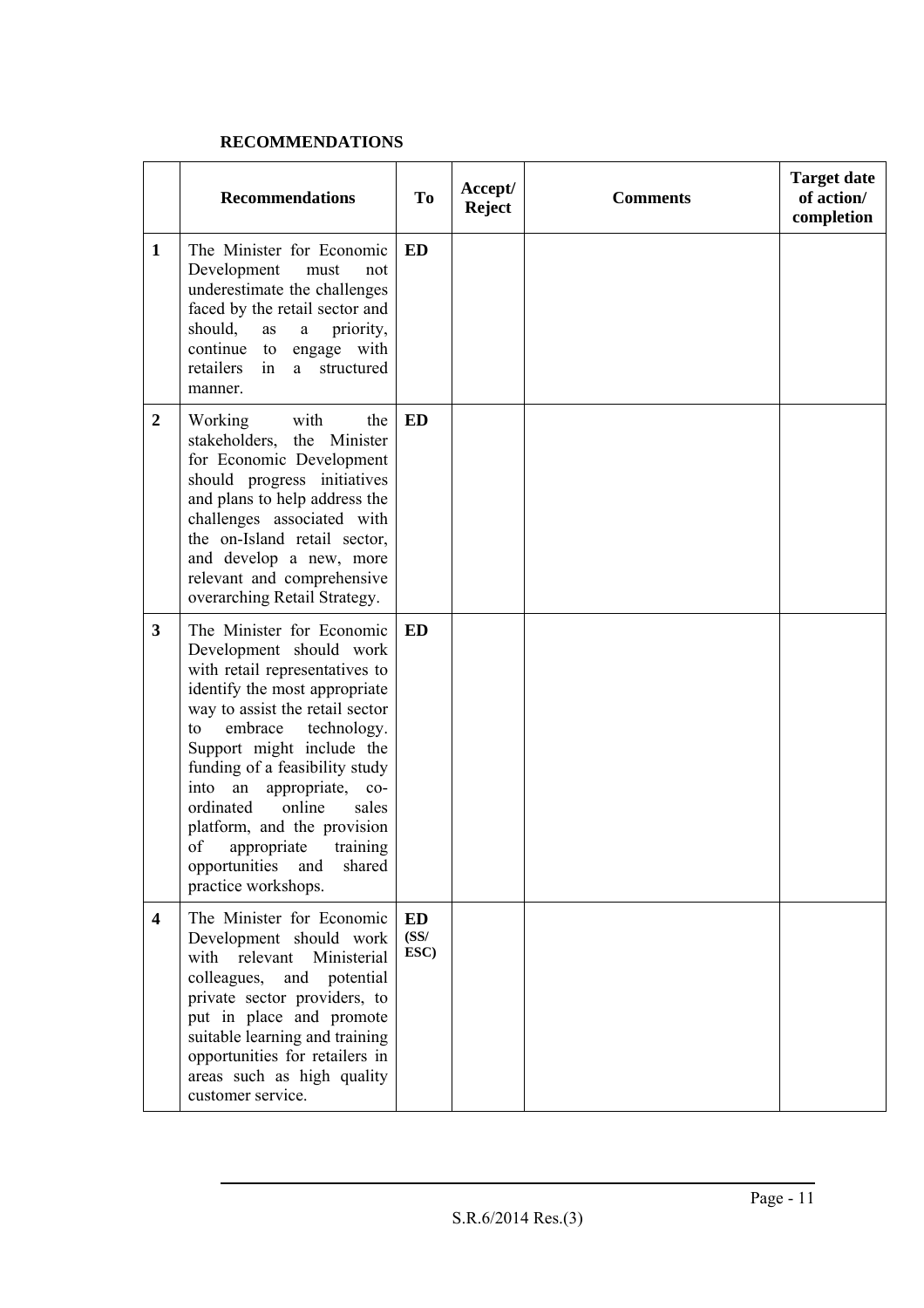**RECOMMENDATIONS**

| | Recommendations | To | Accept/ Reject | Comments | Target date of action/ completion |
|---|---|---|---|---|---|
| **1** | The Minister for Economic Development must not underestimate the challenges faced by the retail sector and should, as a priority, continue to engage with retailers in a structured manner. | **ED** | | | |
| **2** | Working with the stakeholders, the Minister for Economic Development should progress initiatives and plans to help address the challenges associated with the on-Island retail sector, and develop a new, more relevant and comprehensive overarching Retail Strategy. | **ED** | | | |
| **3** | The Minister for Economic Development should work with retail representatives to identify the most appropriate way to assist the retail sector to embrace technology. Support might include the funding of a feasibility study into an appropriate, co-ordinated online sales platform, and the provision of appropriate training opportunities and shared practice workshops. | **ED** | | | |
| **4** | The Minister for Economic Development should work with relevant Ministerial colleagues, and potential private sector providers, to put in place and promote suitable learning and training opportunities for retailers in areas such as high quality customer service. | **ED (SS/ ESC)** | | | |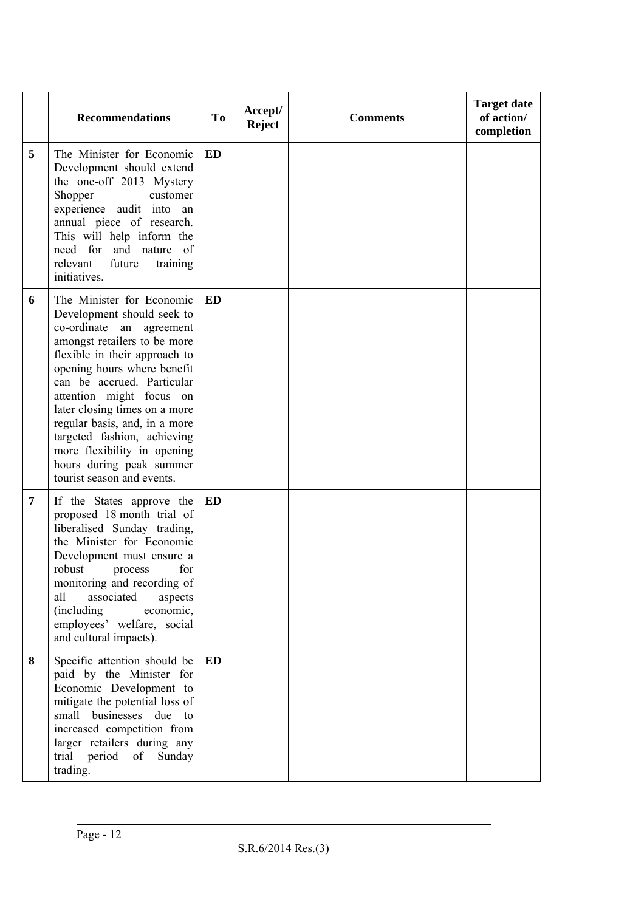| | Recommendations | To | Accept/ Reject | Comments | Target date of action/ completion |
|---|---|---|---|---|---|
| 5 | The Minister for Economic Development should extend the one-off 2013 Mystery Shopper customer experience audit into an annual piece of research. This will help inform the need for and nature of relevant future training initiatives. | ED | | | |
| 6 | The Minister for Economic Development should seek to co-ordinate an agreement amongst retailers to be more flexible in their approach to opening hours where benefit can be accrued. Particular attention might focus on later closing times on a more regular basis, and, in a more targeted fashion, achieving more flexibility in opening hours during peak summer tourist season and events. | ED | | | |
| 7 | If the States approve the proposed 18 month trial of liberalised Sunday trading, the Minister for Economic Development must ensure a robust process for monitoring and recording of all associated aspects (including economic, employees' welfare, social and cultural impacts). | ED | | | |
| 8 | Specific attention should be paid by the Minister for Economic Development to mitigate the potential loss of small businesses due to increased competition from larger retailers during any trial period of Sunday trading. | ED | | | |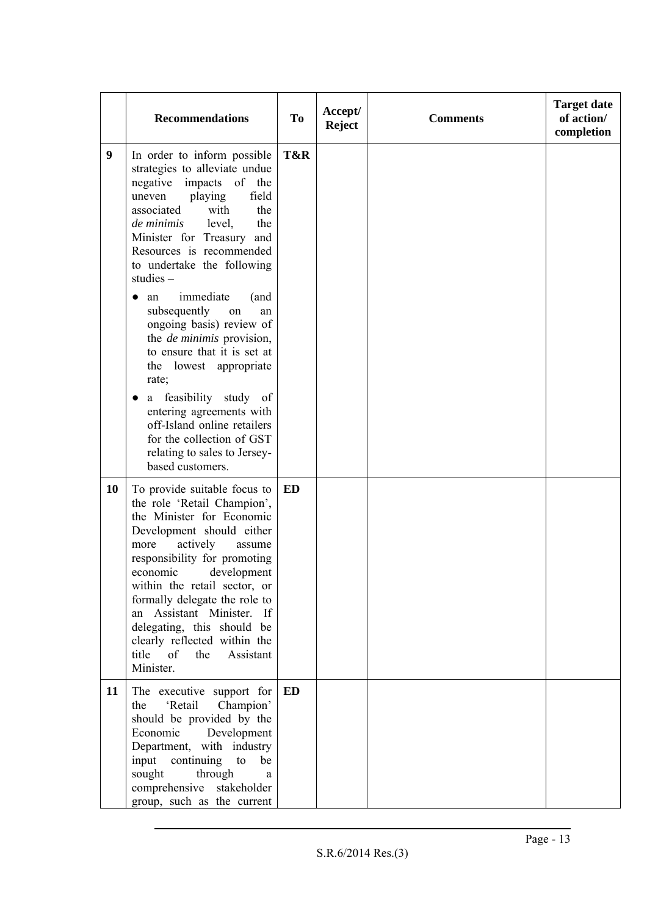|  | Recommendations | To | Accept/ Reject | Comments | Target date of action/ completion |
|---|---|---|---|---|---|
| **9** | In order to inform possible strategies to alleviate undue negative impacts of the uneven playing field associated with the *de minimis* level, the Minister for Treasury and Resources is recommended to undertake the following studies – <br>● an immediate (and subsequently on an ongoing basis) review of the *de minimis* provision, to ensure that it is set at the lowest appropriate rate; <br>● a feasibility study of entering agreements with off-Island online retailers for the collection of GST relating to sales to Jersey-based customers. | **T&R** |  |  |  |
| **10** | To provide suitable focus to the role 'Retail Champion', the Minister for Economic Development should either more actively assume responsibility for promoting economic development within the retail sector, or formally delegate the role to an Assistant Minister. If delegating, this should be clearly reflected within the title of the Assistant Minister. | **ED** |  |  |  |
| **11** | The executive support for the 'Retail Champion' should be provided by the Economic Development Department, with industry input continuing to be sought through a comprehensive stakeholder group, such as the current | **ED** |  |  |  |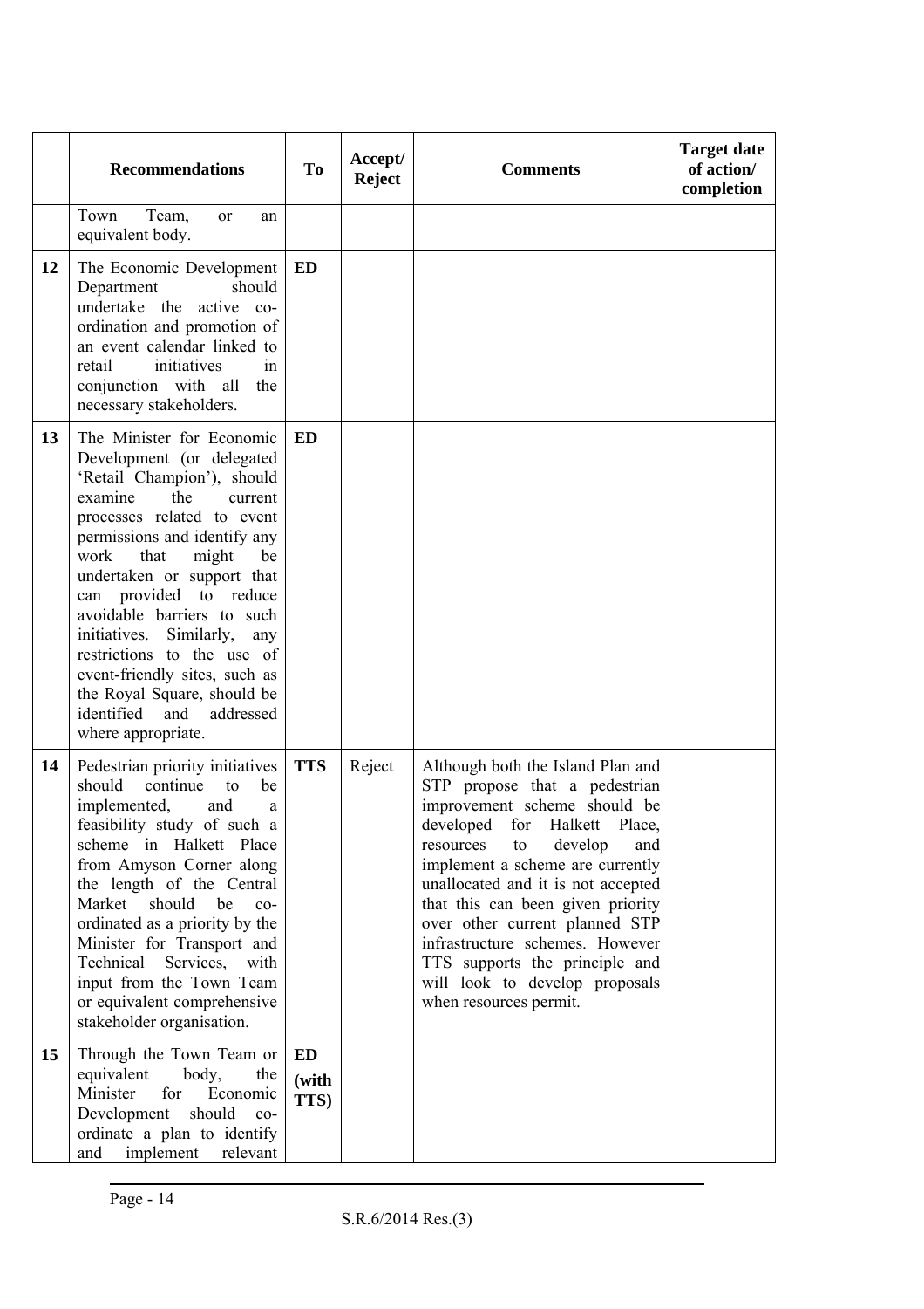| | Recommendations | To | Accept/ Reject | Comments | Target date of action/ completion |
|---|---|---|---|---|---|
| | Town Team, or an equivalent body. | | | | |
| 12 | The Economic Development Department should undertake the active co-ordination and promotion of an event calendar linked to retail initiatives in conjunction with all the necessary stakeholders. | **ED** | | | |
| 13 | The Minister for Economic Development (or delegated 'Retail Champion'), should examine the current processes related to event permissions and identify any work that might be undertaken or support that can provided to reduce avoidable barriers to such initiatives. Similarly, any restrictions to the use of event-friendly sites, such as the Royal Square, should be identified and addressed where appropriate. | **ED** | | | |
| 14 | Pedestrian priority initiatives should continue to be implemented, and a feasibility study of such a scheme in Halkett Place from Amyson Corner along the length of the Central Market should be co-ordinated as a priority by the Minister for Transport and Technical Services, with input from the Town Team or equivalent comprehensive stakeholder organisation. | **TTS** | Reject | Although both the Island Plan and STP propose that a pedestrian improvement scheme should be developed for Halkett Place, resources to develop and implement a scheme are currently unallocated and it is not accepted that this can been given priority over other current planned STP infrastructure schemes. However TTS supports the principle and will look to develop proposals when resources permit. | |
| 15 | Through the Town Team or equivalent body, the Minister for Economic Development should co-ordinate a plan to identify and implement relevant | **ED (with TTS)** | | | |

S.R.6/2014 Res.(3)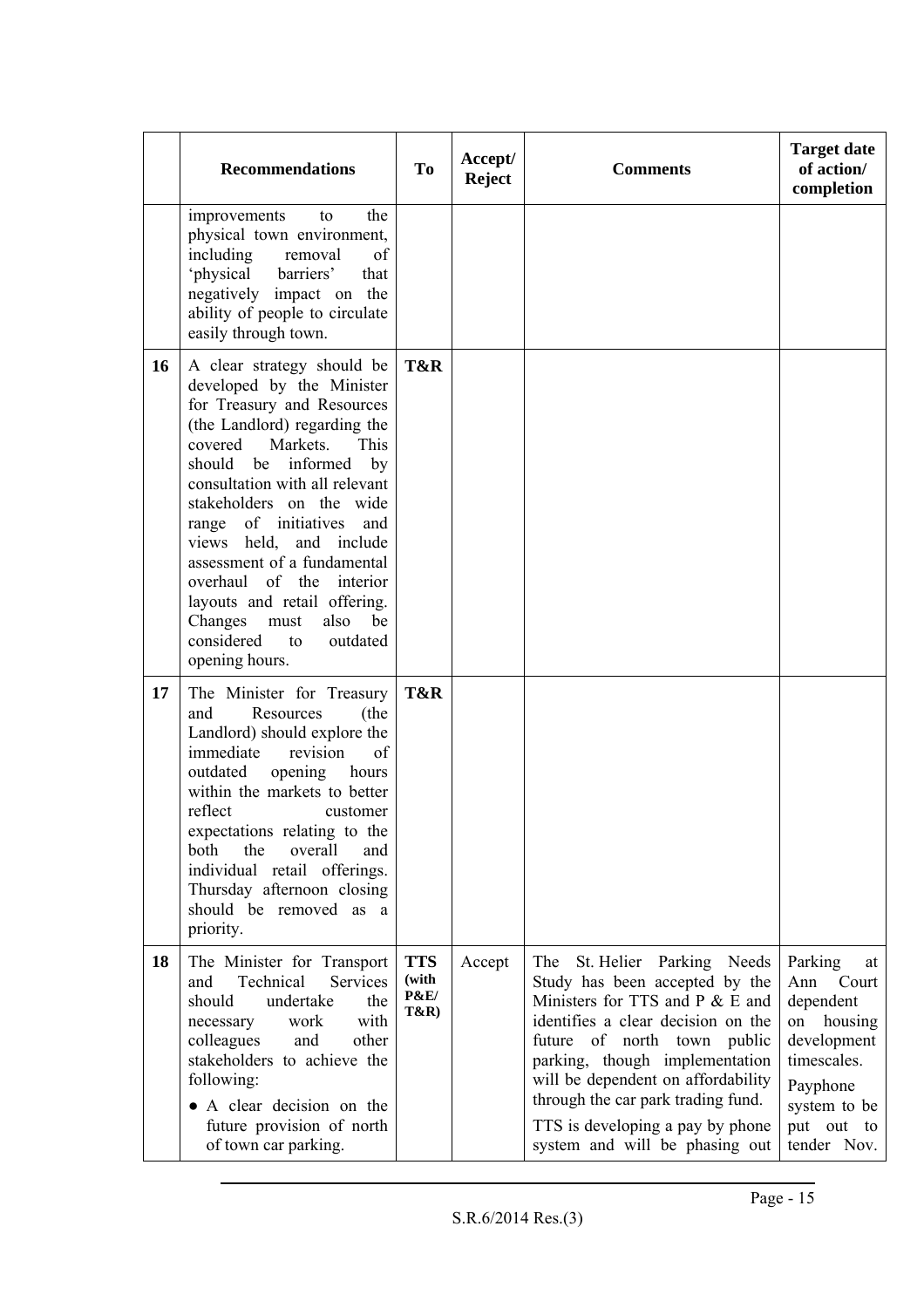|  | Recommendations | To | Accept/ Reject | Comments | Target date of action/ completion |
|---|---|---|---|---|---|
|  | improvements to the physical town environment, including removal of 'physical barriers' that negatively impact on the ability of people to circulate easily through town. |  |  |  |  |
| 16 | A clear strategy should be developed by the Minister for Treasury and Resources (the Landlord) regarding the covered Markets. This should be informed by consultation with all relevant stakeholders on the wide range of initiatives and views held, and include assessment of a fundamental overhaul of the interior layouts and retail offering. Changes must also be considered to outdated opening hours. | **T&R** |  |  |  |
| 17 | The Minister for Treasury and Resources (the Landlord) should explore the immediate revision of outdated opening hours within the markets to better reflect customer expectations relating to the both the overall and individual retail offerings. Thursday afternoon closing should be removed as a priority. | **T&R** |  |  |  |
| 18 | The Minister for Transport and Technical Services should undertake the necessary work with colleagues and other stakeholders to achieve the following:<br>• A clear decision on the future provision of north of town car parking. | **TTS (with P&E/ T&R)** | Accept | The St. Helier Parking Needs Study has been accepted by the Ministers for TTS and P & E and identifies a clear decision on the future of north town public parking, though implementation will be dependent on affordability through the car park trading fund.<br><br>TTS is developing a pay by phone system and will be phasing out | Parking at Ann Court dependent on housing development timescales.<br><br>Payphone system to be put out to tender Nov. |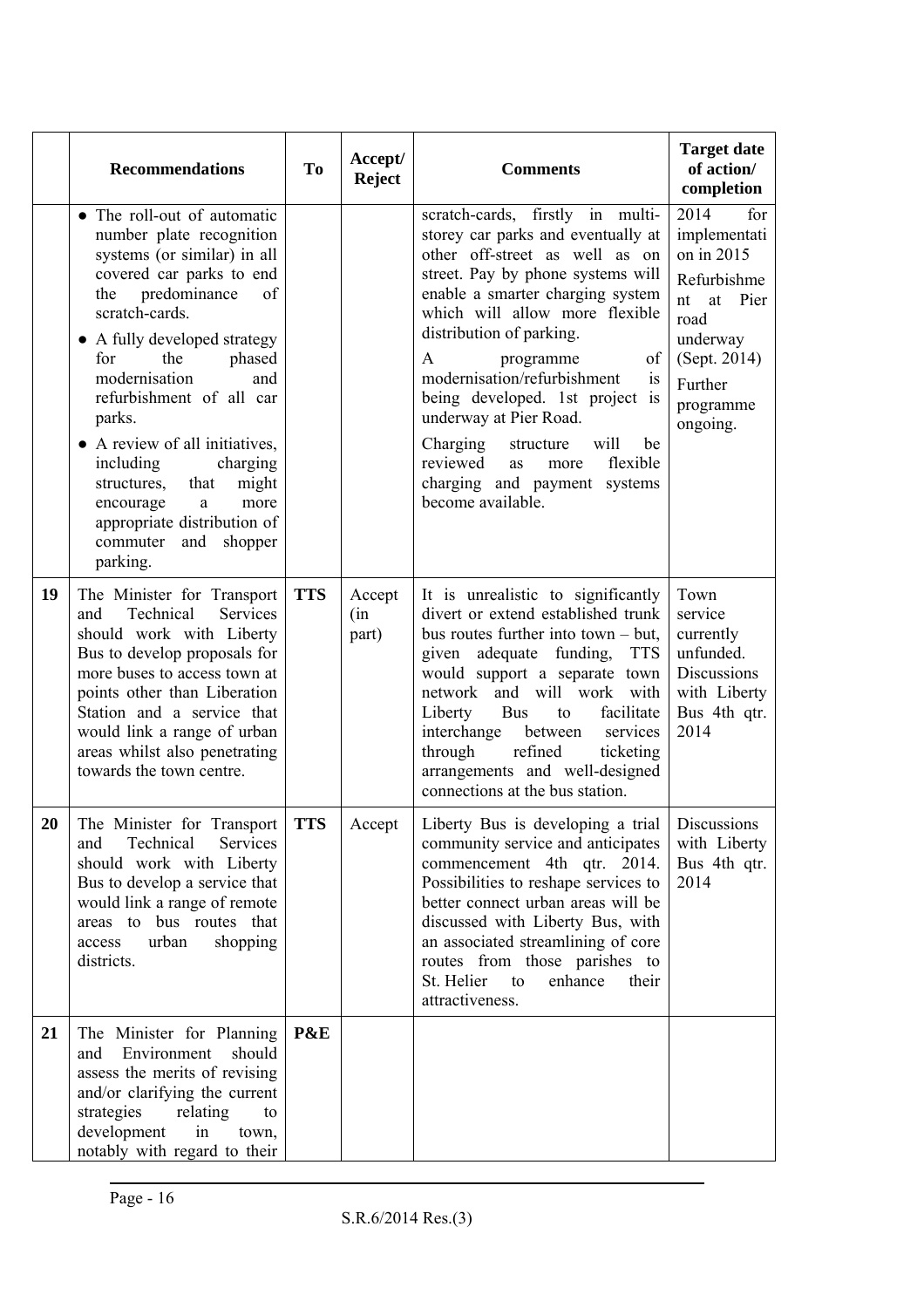|  | Recommendations | To | Accept/ Reject | Comments | Target date of action/ completion |
|---|---|---|---|---|---|
|  | • The roll-out of automatic number plate recognition systems (or similar) in all covered car parks to end the predominance of scratch-cards.<br>• A fully developed strategy for the phased modernisation and refurbishment of all car parks.<br>• A review of all initiatives, including charging structures, that might encourage a more appropriate distribution of commuter and shopper parking. |  |  | scratch-cards, firstly in multi-storey car parks and eventually at other off-street as well as on street. Pay by phone systems will enable a smarter charging system which will allow more flexible distribution of parking.<br>A programme of modernisation/refurbishment is being developed. 1st project is underway at Pier Road.<br>Charging structure will be reviewed as more flexible charging and payment systems become available. | 2014 for implementation in 2015<br>Refurbishment at Pier road underway (Sept. 2014)<br>Further programme ongoing. |
| **19** | The Minister for Transport and Technical Services should work with Liberty Bus to develop proposals for more buses to access town at points other than Liberation Station and a service that would link a range of urban areas whilst also penetrating towards the town centre. | **TTS** | Accept (in part) | It is unrealistic to significantly divert or extend established trunk bus routes further into town – but, given adequate funding, TTS would support a separate town network and will work with Liberty Bus to facilitate interchange between services through refined ticketing arrangements and well-designed connections at the bus station. | Town service currently unfunded. Discussions with Liberty Bus 4th qtr. 2014 |
| **20** | The Minister for Transport and Technical Services should work with Liberty Bus to develop a service that would link a range of remote areas to bus routes that access urban shopping districts. | **TTS** | Accept | Liberty Bus is developing a trial community service and anticipates commencement 4th qtr. 2014. Possibilities to reshape services to better connect urban areas will be discussed with Liberty Bus, with an associated streamlining of core routes from those parishes to St. Helier to enhance their attractiveness. | Discussions with Liberty Bus 4th qtr. 2014 |
| **21** | The Minister for Planning and Environment should assess the merits of revising and/or clarifying the current strategies relating to development in town, notably with regard to their | **P&E** |  |  |  |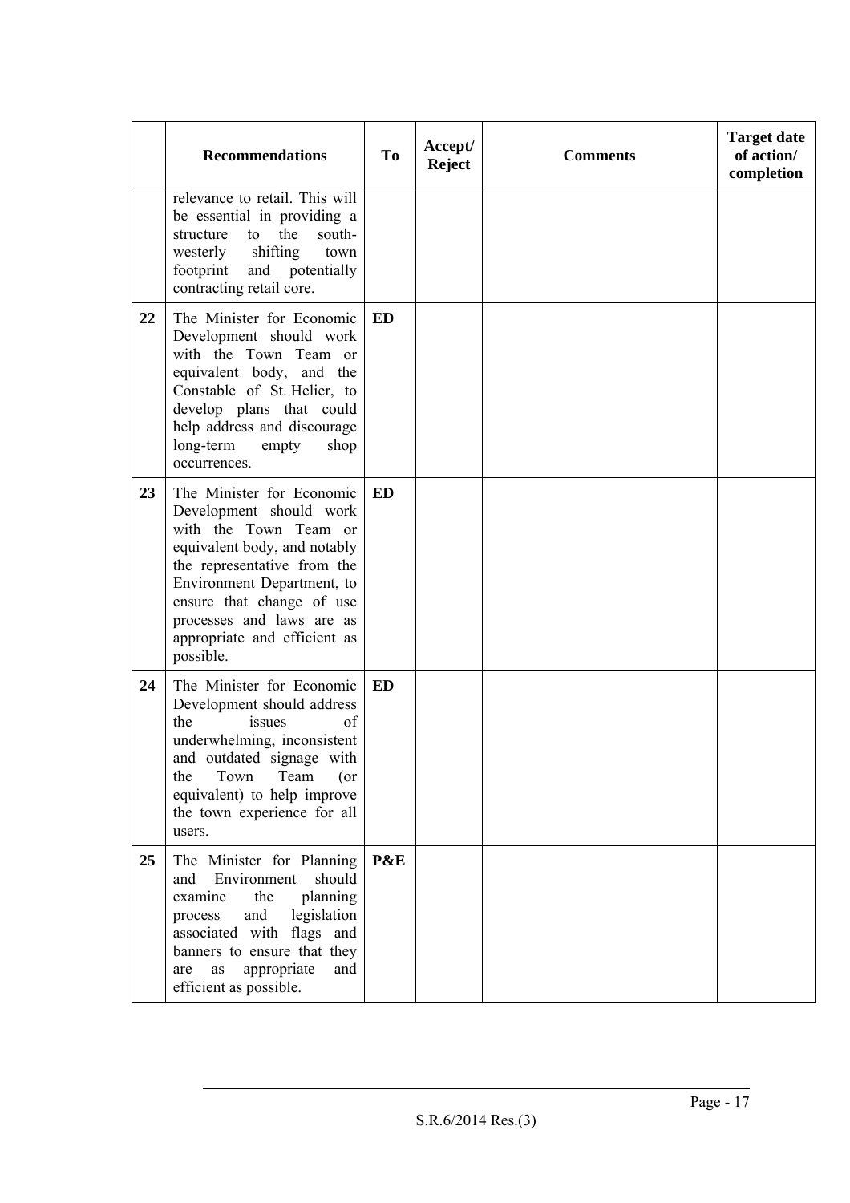| | Recommendations | To | Accept/ Reject | Comments | Target date of action/ completion |
|---|---|---|---|---|---|
| | relevance to retail. This will be essential in providing a structure to the south-westerly shifting town footprint and potentially contracting retail core. | | | | |
| **22** | The Minister for Economic Development should work with the Town Team or equivalent body, and the Constable of St. Helier, to develop plans that could help address and discourage long-term empty shop occurrences. | **ED** | | | |
| **23** | The Minister for Economic Development should work with the Town Team or equivalent body, and notably the representative from the Environment Department, to ensure that change of use processes and laws are as appropriate and efficient as possible. | **ED** | | | |
| **24** | The Minister for Economic Development should address the issues of underwhelming, inconsistent and outdated signage with the Town Team (or equivalent) to help improve the town experience for all users. | **ED** | | | |
| **25** | The Minister for Planning and Environment should examine the planning process and legislation associated with flags and banners to ensure that they are as appropriate and efficient as possible. | **P&E** | | | |

S.R.6/2014 Res.(3)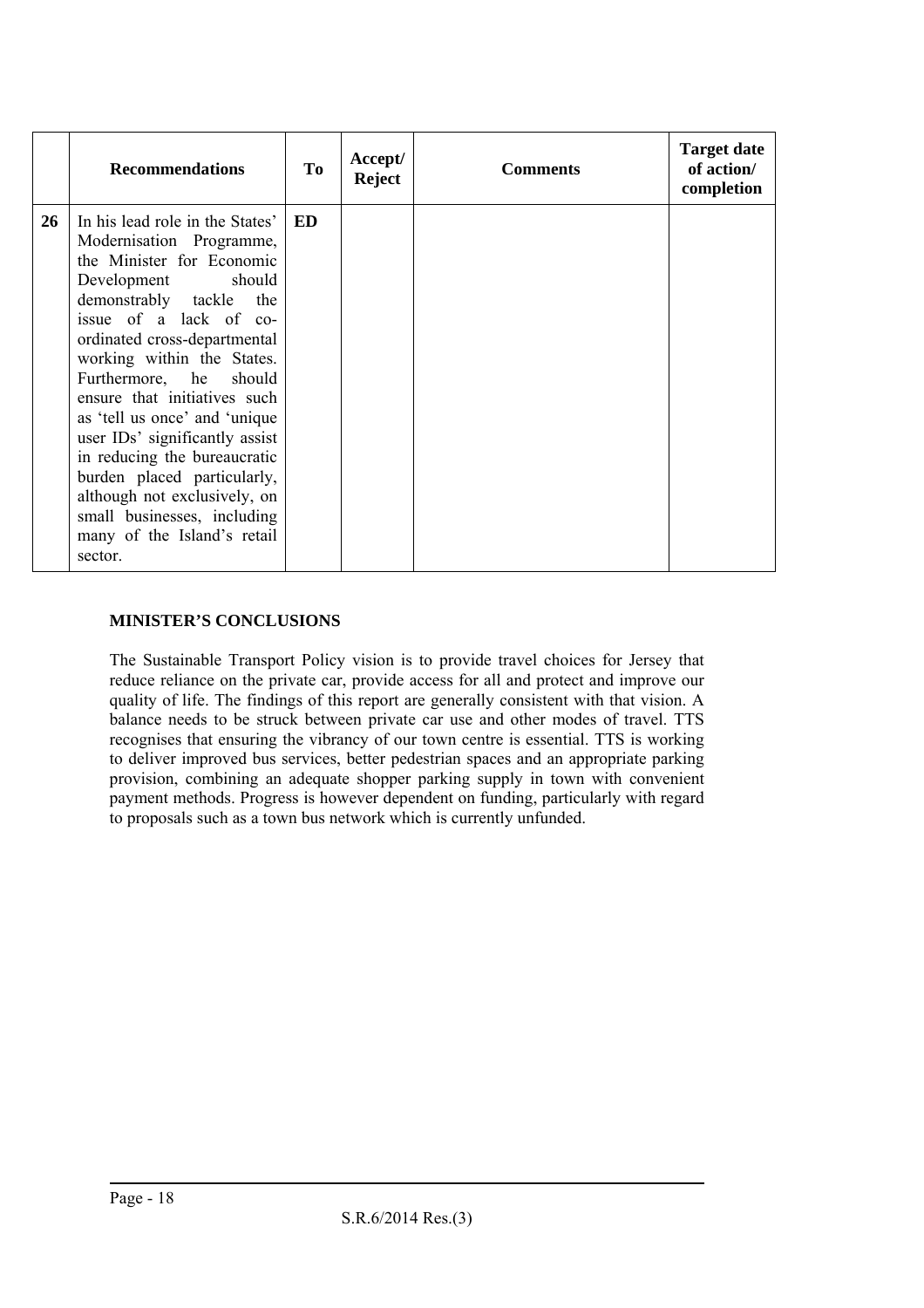| | Recommendations | To | Accept/ Reject | Comments | Target date of action/ completion |
|---|---|---|---|---|---|
| 26 | In his lead role in the States' Modernisation Programme, the Minister for Economic Development should demonstrably tackle the issue of a lack of co-ordinated cross-departmental working within the States. Furthermore, he should ensure that initiatives such as 'tell us once' and 'unique user IDs' significantly assist in reducing the bureaucratic burden placed particularly, although not exclusively, on small businesses, including many of the Island's retail sector. | ED | | | |

**MINISTER'S CONCLUSIONS**

The Sustainable Transport Policy vision is to provide travel choices for Jersey that reduce reliance on the private car, provide access for all and protect and improve our quality of life. The findings of this report are generally consistent with that vision. A balance needs to be struck between private car use and other modes of travel. TTS recognises that ensuring the vibrancy of our town centre is essential. TTS is working to deliver improved bus services, better pedestrian spaces and an appropriate parking provision, combining an adequate shopper parking supply in town with convenient payment methods. Progress is however dependent on funding, particularly with regard to proposals such as a town bus network which is currently unfunded.